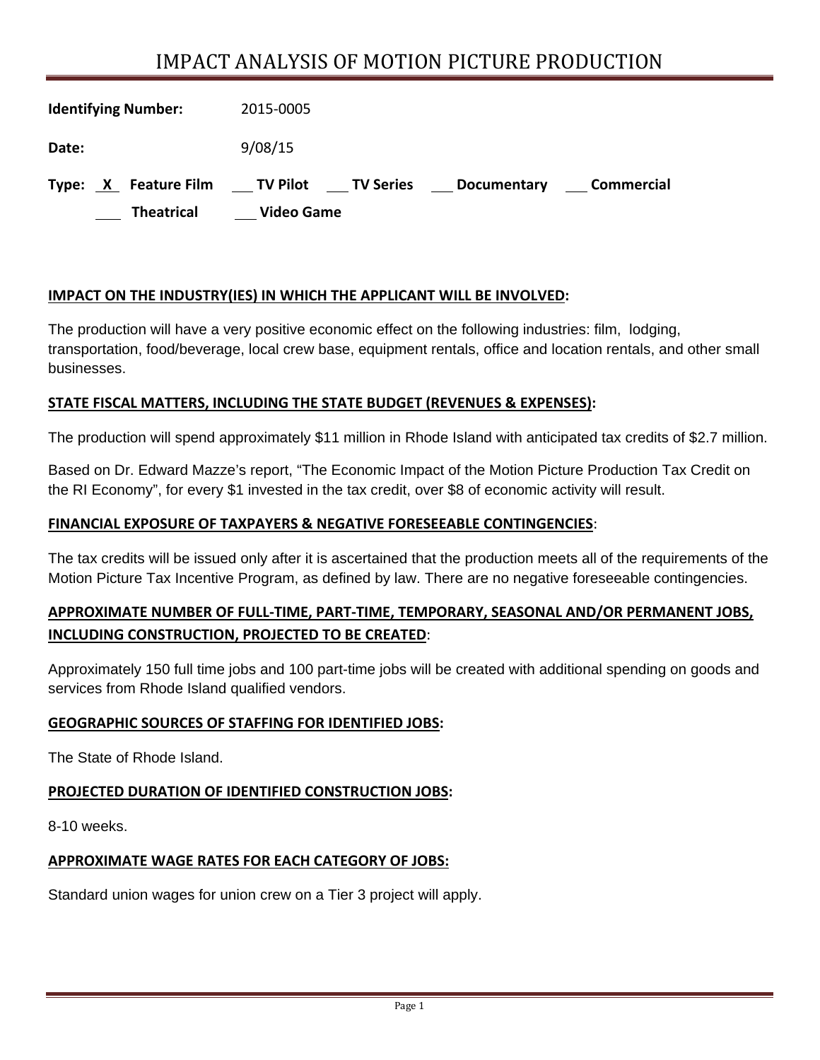# IMPACT ANALYSIS OF MOTION PICTURE PRODUCTION

**Identifying Number:** 2015-0005

**Date:** 9/08/15

**Type:** _X_ **Feature Film** ___ **TV Pilot** ___ **TV Series** ___ **Documentary** ___ **Commercial**

___ **Theatrical** ___ **Video Game**

**IMPACT ON THE INDUSTRY(IES) IN WHICH THE APPLICANT WILL BE INVOLVED:**

The production will have a very positive economic effect on the following industries: film, lodging, transportation, food/beverage, local crew base, equipment rentals, office and location rentals, and other small businesses.

**STATE FISCAL MATTERS, INCLUDING THE STATE BUDGET (REVENUES & EXPENSES):**

The production will spend approximately $11 million in Rhode Island with anticipated tax credits of $2.7 million.

Based on Dr. Edward Mazze's report, "The Economic Impact of the Motion Picture Production Tax Credit on the RI Economy", for every $1 invested in the tax credit, over $8 of economic activity will result.

**FINANCIAL EXPOSURE OF TAXPAYERS & NEGATIVE FORESEEABLE CONTINGENCIES:**

The tax credits will be issued only after it is ascertained that the production meets all of the requirements of the Motion Picture Tax Incentive Program, as defined by law. There are no negative foreseeable contingencies.

**APPROXIMATE NUMBER OF FULL-TIME, PART-TIME, TEMPORARY, SEASONAL AND/OR PERMANENT JOBS, INCLUDING CONSTRUCTION, PROJECTED TO BE CREATED:**

Approximately 150 full time jobs and 100 part-time jobs will be created with additional spending on goods and services from Rhode Island qualified vendors.

**GEOGRAPHIC SOURCES OF STAFFING FOR IDENTIFIED JOBS:**

The State of Rhode Island.

**PROJECTED DURATION OF IDENTIFIED CONSTRUCTION JOBS:**

8-10 weeks.

**APPROXIMATE WAGE RATES FOR EACH CATEGORY OF JOBS:**

Standard union wages for union crew on a Tier 3 project will apply.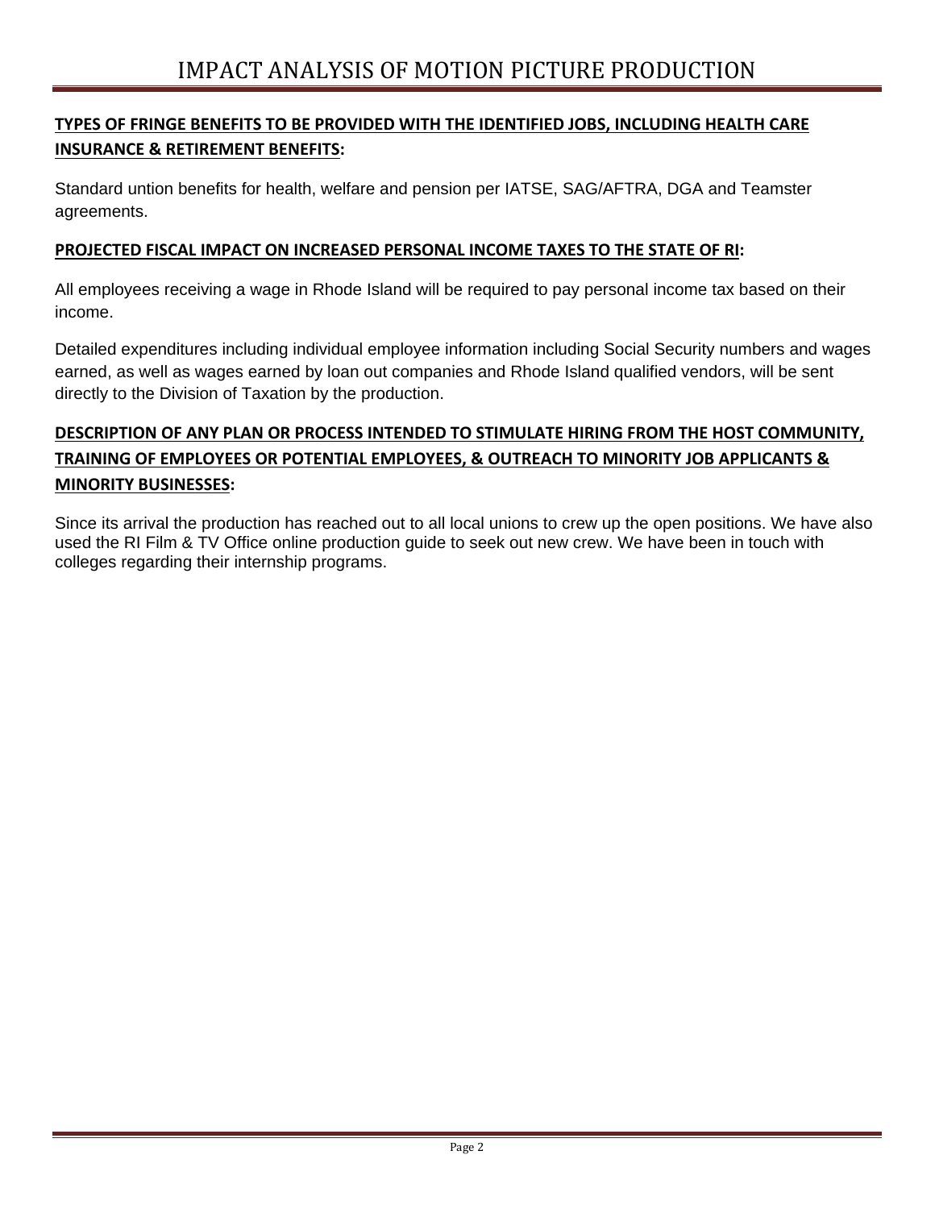**TYPES OF FRINGE BENEFITS TO BE PROVIDED WITH THE IDENTIFIED JOBS, INCLUDING HEALTH CARE INSURANCE & RETIREMENT BENEFITS:**

Standard untion benefits for health, welfare and pension per IATSE, SAG/AFTRA, DGA and Teamster agreements.

**PROJECTED FISCAL IMPACT ON INCREASED PERSONAL INCOME TAXES TO THE STATE OF RI:**

All employees receiving a wage in Rhode Island will be required to pay personal income tax based on their income.

Detailed expenditures including individual employee information including Social Security numbers and wages earned, as well as wages earned by loan out companies and Rhode Island qualified vendors, will be sent directly to the Division of Taxation by the production.

**DESCRIPTION OF ANY PLAN OR PROCESS INTENDED TO STIMULATE HIRING FROM THE HOST COMMUNITY, TRAINING OF EMPLOYEES OR POTENTIAL EMPLOYEES, & OUTREACH TO MINORITY JOB APPLICANTS & MINORITY BUSINESSES:**

Since its arrival the production has reached out to all local unions to crew up the open positions. We have also used the RI Film & TV Office online production guide to seek out new crew. We have been in touch with colleges regarding their internship programs.